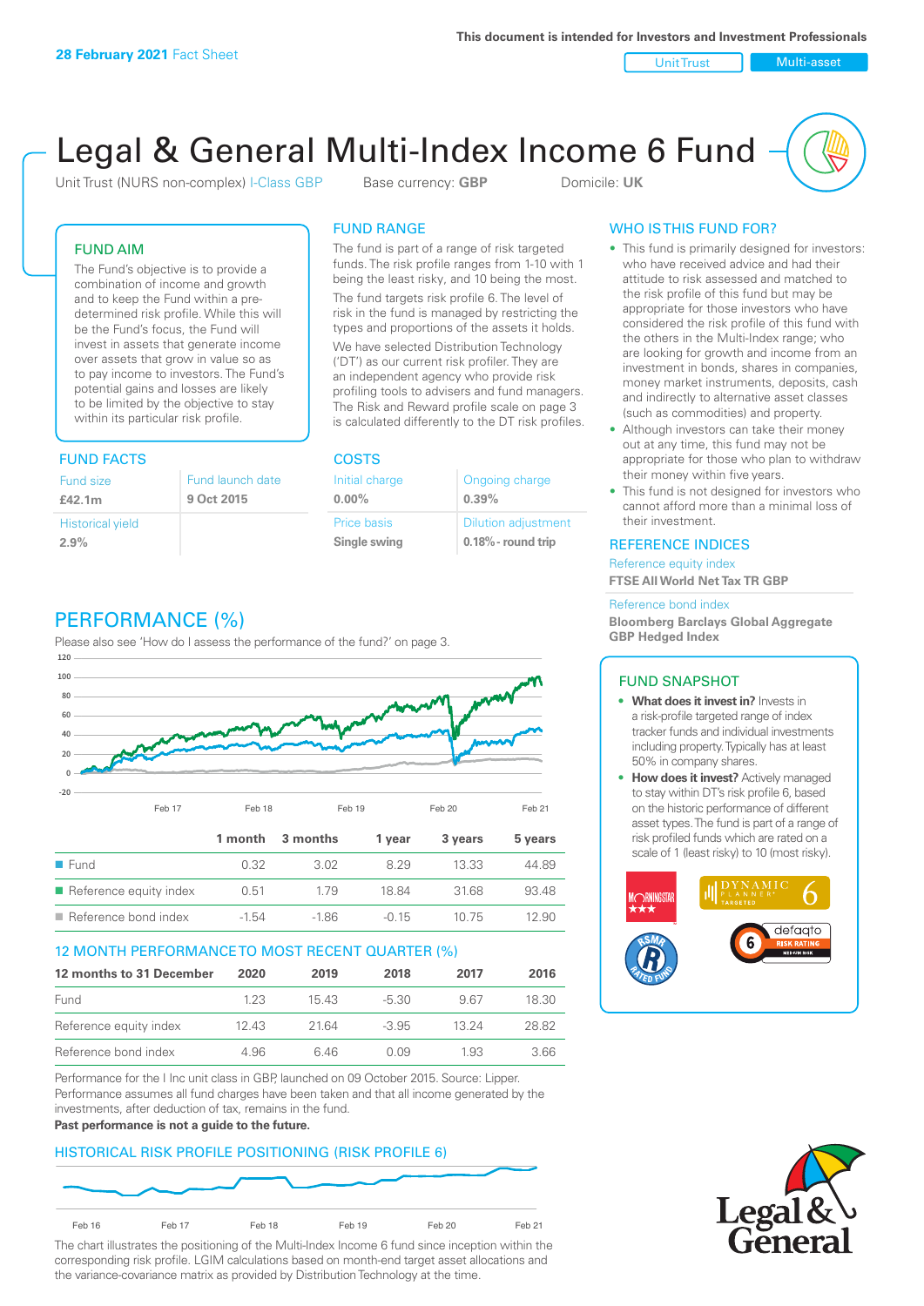**28 February 2021** Fact Sheet

This document is intended for Investors and Investment Professionals

Unit Trust | Multi-asset

# Legal & General Multi-Index Income 6 Fund

Unit Trust (NURS non-complex) I-Class GBP     Base currency: **GBP**     Domicile: **UK**

## FUND AIM

The Fund's objective is to provide a combination of income and growth and to keep the Fund within a pre-determined risk profile. While this will be the Fund's focus, the Fund will invest in assets that generate income over assets that grow in value so as to pay income to investors. The Fund's potential gains and losses are likely to be limited by the objective to stay within its particular risk profile.

## FUND RANGE

The fund is part of a range of risk targeted funds. The risk profile ranges from 1-10 with 1 being the least risky, and 10 being the most.

The fund targets risk profile 6. The level of risk in the fund is managed by restricting the types and proportions of the assets it holds.

We have selected Distribution Technology ('DT') as our current risk profiler. They are an independent agency who provide risk profiling tools to advisers and fund managers. The Risk and Reward profile scale on page 3 is calculated differently to the DT risk profiles.

## WHO IS THIS FUND FOR?

- This fund is primarily designed for investors: who have received advice and had their attitude to risk assessed and matched to the risk profile of this fund but may be appropriate for those investors who have considered the risk profile of this fund with the others in the Multi-Index range; who are looking for growth and income from an investment in bonds, shares in companies, money market instruments, deposits, cash and indirectly to alternative asset classes (such as commodities) and property.
- Although investors can take their money out at any time, this fund may not be appropriate for those who plan to withdraw their money within five years.
- This fund is not designed for investors who cannot afford more than a minimal loss of their investment.

## FUND FACTS

| Fund size | Fund launch date |
|---|---|
| **£42.1m** | **9 Oct 2015** |
| Historical yield | |
| **2.9%** | |

## COSTS

| Initial charge | Ongoing charge |
|---|---|
| **0.00%** | **0.39%** |
| Price basis | Dilution adjustment |
| **Single swing** | **0.18%- round trip** |

## REFERENCE INDICES

Reference equity index
**FTSE All World Net Tax TR GBP**

Reference bond index
**Bloomberg Barclays Global Aggregate GBP Hedged Index**

## PERFORMANCE (%)

Please also see 'How do I assess the performance of the fund?' on page 3.

| | 1 month | 3 months | 1 year | 3 years | 5 years |
|---|---|---|---|---|---|
| Fund | 0.32 | 3.02 | 8.29 | 13.33 | 44.89 |
| Reference equity index | 0.51 | 1.79 | 18.84 | 31.68 | 93.48 |
| Reference bond index | -1.54 | -1.86 | -0.15 | 10.75 | 12.90 |

## 12 MONTH PERFORMANCE TO MOST RECENT QUARTER (%)

| 12 months to 31 December | 2020 | 2019 | 2018 | 2017 | 2016 |
|---|---|---|---|---|---|
| Fund | 1.23 | 15.43 | -5.30 | 9.67 | 18.30 |
| Reference equity index | 12.43 | 21.64 | -3.95 | 13.24 | 28.82 |
| Reference bond index | 4.96 | 6.46 | 0.09 | 1.93 | 3.66 |

Performance for the I Inc unit class in GBP, launched on 09 October 2015. Source: Lipper. Performance assumes all fund charges have been taken and that all income generated by the investments, after deduction of tax, remains in the fund.
**Past performance is not a guide to the future.**

## FUND SNAPSHOT

- **What does it invest in?** Invests in a risk-profile targeted range of index tracker funds and individual investments including property. Typically has at least 50% in company shares.
- **How does it invest?** Actively managed to stay within DT's risk profile 6, based on the historic performance of different asset types. The fund is part of a range of risk profiled funds which are rated on a scale of 1 (least risky) to 10 (most risky).

## HISTORICAL RISK PROFILE POSITIONING (RISK PROFILE 6)

The chart illustrates the positioning of the Multi-Index Income 6 fund since inception within the corresponding risk profile. LGIM calculations based on month-end target asset allocations and the variance-covariance matrix as provided by Distribution Technology at the time.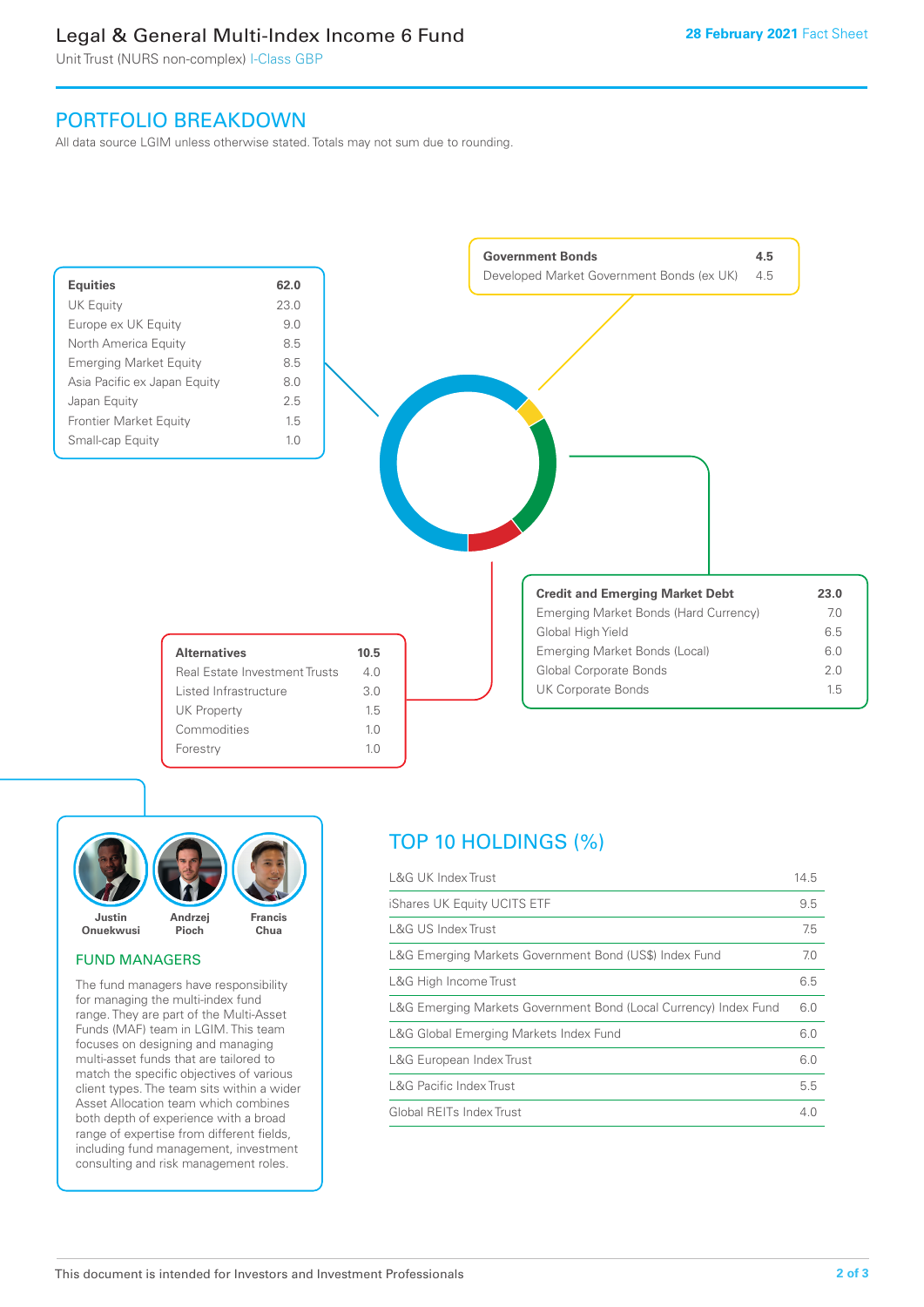# Legal & General Multi-Index Income 6 Fund

Unit Trust (NURS non-complex) I-Class GBP

**28 February 2021** Fact Sheet

## PORTFOLIO BREAKDOWN

All data source LGIM unless otherwise stated. Totals may not sum due to rounding.

| **Equities** | **62.0** |
|---|---|
| UK Equity | 23.0 |
| Europe ex UK Equity | 9.0 |
| North America Equity | 8.5 |
| Emerging Market Equity | 8.5 |
| Asia Pacific ex Japan Equity | 8.0 |
| Japan Equity | 2.5 |
| Frontier Market Equity | 1.5 |
| Small-cap Equity | 1.0 |

| **Government Bonds** | **4.5** |
|---|---|
| Developed Market Government Bonds (ex UK) | 4.5 |

| **Credit and Emerging Market Debt** | **23.0** |
|---|---|
| Emerging Market Bonds (Hard Currency) | 7.0 |
| Global High Yield | 6.5 |
| Emerging Market Bonds (Local) | 6.0 |
| Global Corporate Bonds | 2.0 |
| UK Corporate Bonds | 1.5 |

| **Alternatives** | **10.5** |
|---|---|
| Real Estate Investment Trusts | 4.0 |
| Listed Infrastructure | 3.0 |
| UK Property | 1.5 |
| Commodities | 1.0 |
| Forestry | 1.0 |

Justin Onuekwusi, Andrzej Pioch, Francis Chua

### FUND MANAGERS

The fund managers have responsibility for managing the multi-index fund range. They are part of the Multi-Asset Funds (MAF) team in LGIM. This team focuses on designing and managing multi-asset funds that are tailored to match the specific objectives of various client types. The team sits within a wider Asset Allocation team which combines both depth of experience with a broad range of expertise from different fields, including fund management, investment consulting and risk management roles.

## TOP 10 HOLDINGS (%)

| Holding | % |
|---|---|
| L&G UK Index Trust | 14.5 |
| iShares UK Equity UCITS ETF | 9.5 |
| L&G US Index Trust | 7.5 |
| L&G Emerging Markets Government Bond (US$) Index Fund | 7.0 |
| L&G High Income Trust | 6.5 |
| L&G Emerging Markets Government Bond (Local Currency) Index Fund | 6.0 |
| L&G Global Emerging Markets Index Fund | 6.0 |
| L&G European Index Trust | 6.0 |
| L&G Pacific Index Trust | 5.5 |
| Global REITs Index Trust | 4.0 |

This document is intended for Investors and Investment Professionals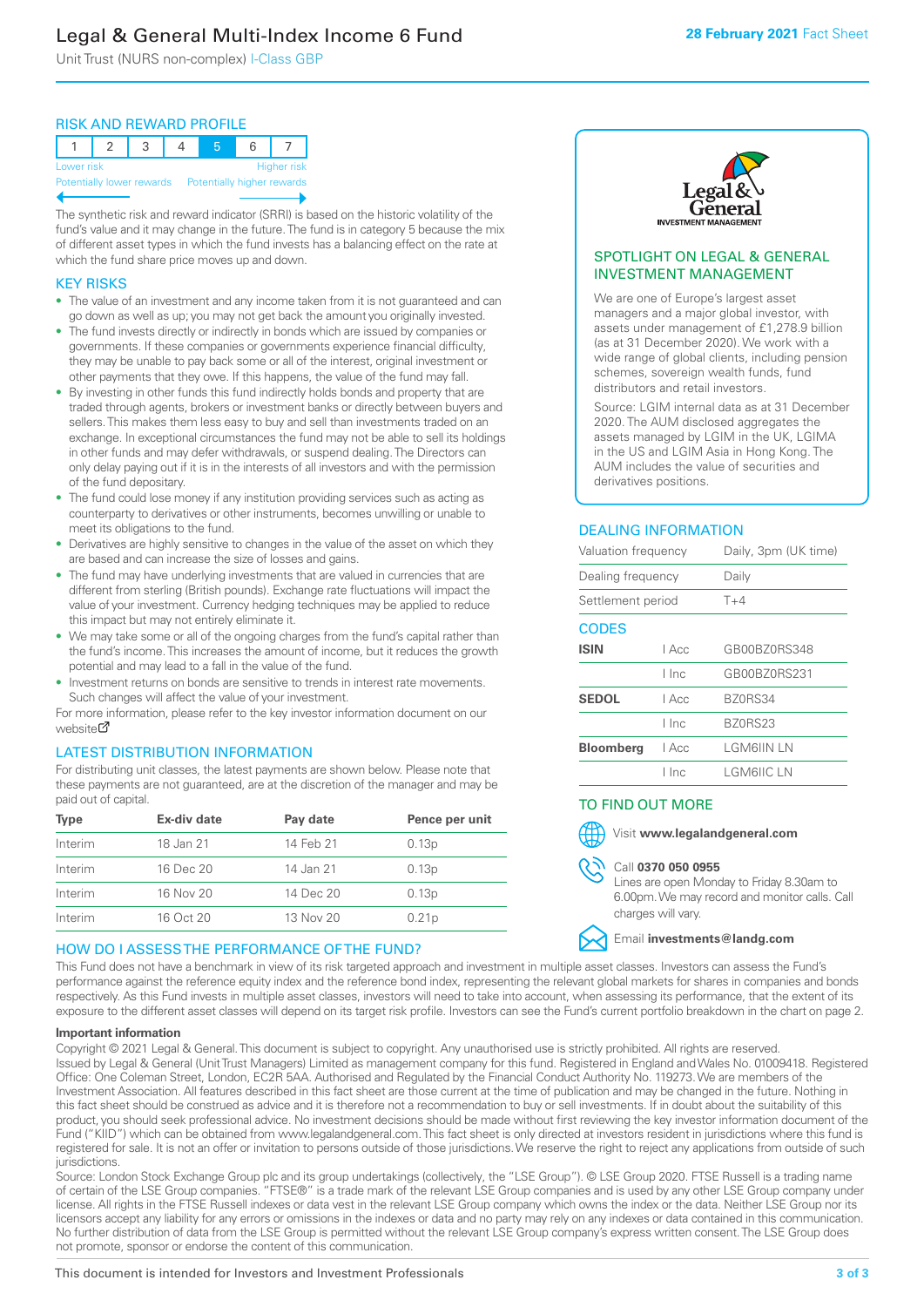# Legal & General Multi-Index Income 6 Fund

Unit Trust (NURS non-complex) I-Class GBP

**28 February 2021** Fact Sheet

## RISK AND REWARD PROFILE

| 1 | 2 | 3 | 4 | 5 | 6 | 7 |
|---|---|---|---|---|---|---|

Lower risk — Higher risk

Potentially lower rewards — Potentially higher rewards

The synthetic risk and reward indicator (SRRI) is based on the historic volatility of the fund's value and it may change in the future. The fund is in category 5 because the mix of different asset types in which the fund invests has a balancing effect on the rate at which the fund share price moves up and down.

## KEY RISKS

- The value of an investment and any income taken from it is not guaranteed and can go down as well as up; you may not get back the amount you originally invested.
- The fund invests directly or indirectly in bonds which are issued by companies or governments. If these companies or governments experience financial difficulty, they may be unable to pay back some or all of the interest, original investment or other payments that they owe. If this happens, the value of the fund may fall.
- By investing in other funds this fund indirectly holds bonds and property that are traded through agents, brokers or investment banks or directly between buyers and sellers. This makes them less easy to buy and sell than investments traded on an exchange. In exceptional circumstances the fund may not be able to sell its holdings in other funds and may defer withdrawals, or suspend dealing. The Directors can only delay paying out if it is in the interests of all investors and with the permission of the fund depositary.
- The fund could lose money if any institution providing services such as acting as counterparty to derivatives or other instruments, becomes unwilling or unable to meet its obligations to the fund.
- Derivatives are highly sensitive to changes in the value of the asset on which they are based and can increase the size of losses and gains.
- The fund may have underlying investments that are valued in currencies that are different from sterling (British pounds). Exchange rate fluctuations will impact the value of your investment. Currency hedging techniques may be applied to reduce this impact but may not entirely eliminate it.
- We may take some or all of the ongoing charges from the fund's capital rather than the fund's income. This increases the amount of income, but it reduces the growth potential and may lead to a fall in the value of the fund.
- Investment returns on bonds are sensitive to trends in interest rate movements. Such changes will affect the value of your investment.

For more information, please refer to the key investor information document on our website

## LATEST DISTRIBUTION INFORMATION

For distributing unit classes, the latest payments are shown below. Please note that these payments are not guaranteed, are at the discretion of the manager and may be paid out of capital.

| Type | Ex-div date | Pay date | Pence per unit |
|---|---|---|---|
| Interim | 18 Jan 21 | 14 Feb 21 | 0.13p |
| Interim | 16 Dec 20 | 14 Jan 21 | 0.13p |
| Interim | 16 Nov 20 | 14 Dec 20 | 0.13p |
| Interim | 16 Oct 20 | 13 Nov 20 | 0.21p |

## SPOTLIGHT ON LEGAL & GENERAL INVESTMENT MANAGEMENT

We are one of Europe's largest asset managers and a major global investor, with assets under management of £1,278.9 billion (as at 31 December 2020). We work with a wide range of global clients, including pension schemes, sovereign wealth funds, fund distributors and retail investors.

Source: LGIM internal data as at 31 December 2020. The AUM disclosed aggregates the assets managed by LGIM in the UK, LGIMA in the US and LGIM Asia in Hong Kong. The AUM includes the value of securities and derivatives positions.

## DEALING INFORMATION

| | |
|---|---|
| Valuation frequency | Daily, 3pm (UK time) |
| Dealing frequency | Daily |
| Settlement period | T+4 |

## CODES

| | | |
|---|---|---|
| **ISIN** | I Acc | GB00BZ0RS348 |
| | I Inc | GB00BZ0RS231 |
| **SEDOL** | I Acc | BZ0RS34 |
| | I Inc | BZ0RS23 |
| **Bloomberg** | I Acc | LGM6IIN LN |
| | I Inc | LGM6IIC LN |

## TO FIND OUT MORE

Visit **www.legalandgeneral.com**

Call **0370 050 0955**
Lines are open Monday to Friday 8.30am to 6.00pm. We may record and monitor calls. Call charges will vary.

Email **investments@landg.com**

## HOW DO I ASSESS THE PERFORMANCE OF THE FUND?

This Fund does not have a benchmark in view of its risk targeted approach and investment in multiple asset classes. Investors can assess the Fund's performance against the reference equity index and the reference bond index, representing the relevant global markets for shares in companies and bonds respectively. As this Fund invests in multiple asset classes, investors will need to take into account, when assessing its performance, that the extent of its exposure to the different asset classes will depend on its target risk profile. Investors can see the Fund's current portfolio breakdown in the chart on page 2.

### Important information

Copyright © 2021 Legal & General. This document is subject to copyright. Any unauthorised use is strictly prohibited. All rights are reserved. Issued by Legal & General (Unit Trust Managers) Limited as management company for this fund. Registered in England and Wales No. 01009418. Registered Office: One Coleman Street, London, EC2R 5AA. Authorised and Regulated by the Financial Conduct Authority No. 119273. We are members of the Investment Association. All features described in this fact sheet are those current at the time of publication and may be changed in the future. Nothing in this fact sheet should be construed as advice and it is therefore not a recommendation to buy or sell investments. If in doubt about the suitability of this product, you should seek professional advice. No investment decisions should be made without first reviewing the key investor information document of the Fund ("KIID") which can be obtained from www.legalandgeneral.com. This fact sheet is only directed at investors resident in jurisdictions where this fund is registered for sale. It is not an offer or invitation to persons outside of those jurisdictions. We reserve the right to reject any applications from outside of such jurisdictions.

Source: London Stock Exchange Group plc and its group undertakings (collectively, the "LSE Group"). © LSE Group 2020. FTSE Russell is a trading name of certain of the LSE Group companies. "FTSE®" is a trade mark of the relevant LSE Group companies and is used by any other LSE Group company under license. All rights in the FTSE Russell indexes or data vest in the relevant LSE Group company which owns the index or the data. Neither LSE Group nor its licensors accept any liability for any errors or omissions in the indexes or data and no party may rely on any indexes or data contained in this communication. No further distribution of data from the LSE Group is permitted without the relevant LSE Group company's express written consent. The LSE Group does not promote, sponsor or endorse the content of this communication.

This document is intended for Investors and Investment Professionals